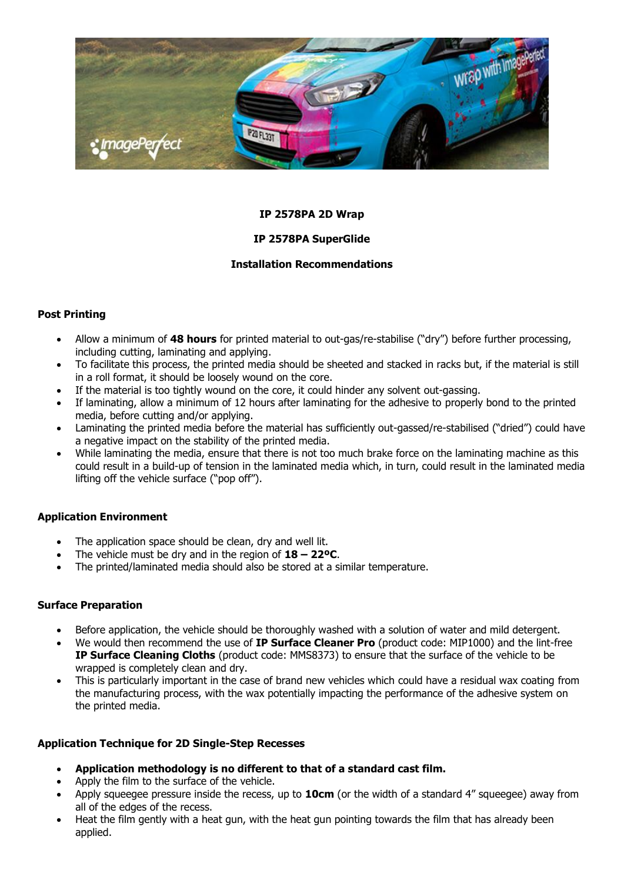**IP 2578PA 2D Wrap**

**IP 2578PA SuperGlide**

**Installation Recommendations**

## Post Printing

- Allow a minimum of **48 hours** for printed material to out-gas/re-stabilise ("dry") before further processing, including cutting, laminating and applying.
- To facilitate this process, the printed media should be sheeted and stacked in racks but, if the material is still in a roll format, it should be loosely wound on the core.
- If the material is too tightly wound on the core, it could hinder any solvent out-gassing.
- If laminating, allow a minimum of 12 hours after laminating for the adhesive to properly bond to the printed media, before cutting and/or applying.
- Laminating the printed media before the material has sufficiently out-gassed/re-stabilised ("dried") could have a negative impact on the stability of the printed media.
- While laminating the media, ensure that there is not too much brake force on the laminating machine as this could result in a build-up of tension in the laminated media which, in turn, could result in the laminated media lifting off the vehicle surface ("pop off").

## Application Environment

- The application space should be clean, dry and well lit.
- The vehicle must be dry and in the region of **18 – 22ºC**.
- The printed/laminated media should also be stored at a similar temperature.

## Surface Preparation

- Before application, the vehicle should be thoroughly washed with a solution of water and mild detergent.
- We would then recommend the use of **IP Surface Cleaner Pro** (product code: MIP1000) and the lint-free **IP Surface Cleaning Cloths** (product code: MMS8373) to ensure that the surface of the vehicle to be wrapped is completely clean and dry.
- This is particularly important in the case of brand new vehicles which could have a residual wax coating from the manufacturing process, with the wax potentially impacting the performance of the adhesive system on the printed media.

## Application Technique for 2D Single-Step Recesses

- **Application methodology is no different to that of a standard cast film.**
- Apply the film to the surface of the vehicle.
- Apply squeegee pressure inside the recess, up to **10cm** (or the width of a standard 4" squeegee) away from all of the edges of the recess.
- Heat the film gently with a heat gun, with the heat gun pointing towards the film that has already been applied.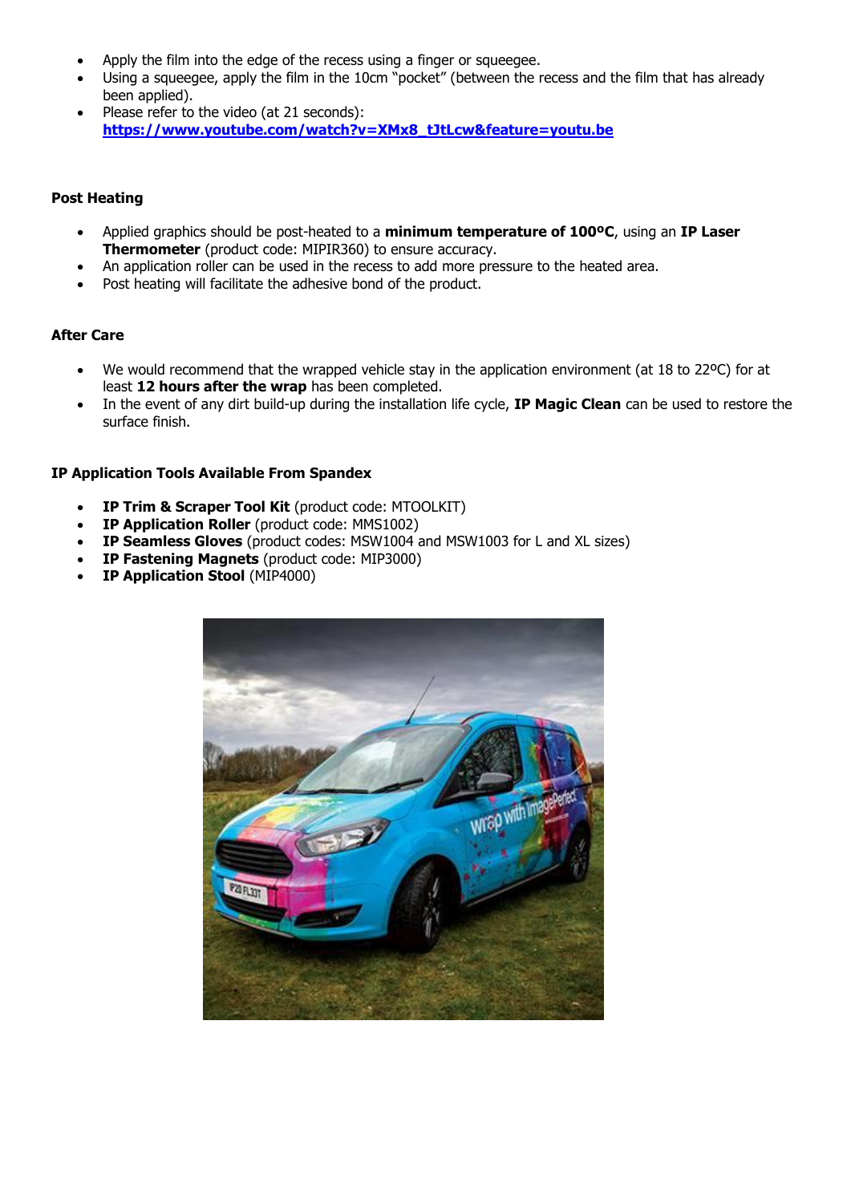- Apply the film into the edge of the recess using a finger or squeegee.
- Using a squeegee, apply the film in the 10cm "pocket" (between the recess and the film that has already been applied).
- Please refer to the video (at 21 seconds): **https://www.youtube.com/watch?v=XMx8_tJtLcw&feature=youtu.be**

### Post Heating

- Applied graphics should be post-heated to a **minimum temperature of 100ºC**, using an **IP Laser Thermometer** (product code: MIPIR360) to ensure accuracy.
- An application roller can be used in the recess to add more pressure to the heated area.
- Post heating will facilitate the adhesive bond of the product.

### After Care

- We would recommend that the wrapped vehicle stay in the application environment (at 18 to 22ºC) for at least **12 hours after the wrap** has been completed.
- In the event of any dirt build-up during the installation life cycle, **IP Magic Clean** can be used to restore the surface finish.

### IP Application Tools Available From Spandex

- **IP Trim & Scraper Tool Kit** (product code: MTOOLKIT)
- **IP Application Roller** (product code: MMS1002)
- **IP Seamless Gloves** (product codes: MSW1004 and MSW1003 for L and XL sizes)
- **IP Fastening Magnets** (product code: MIP3000)
- **IP Application Stool** (MIP4000)